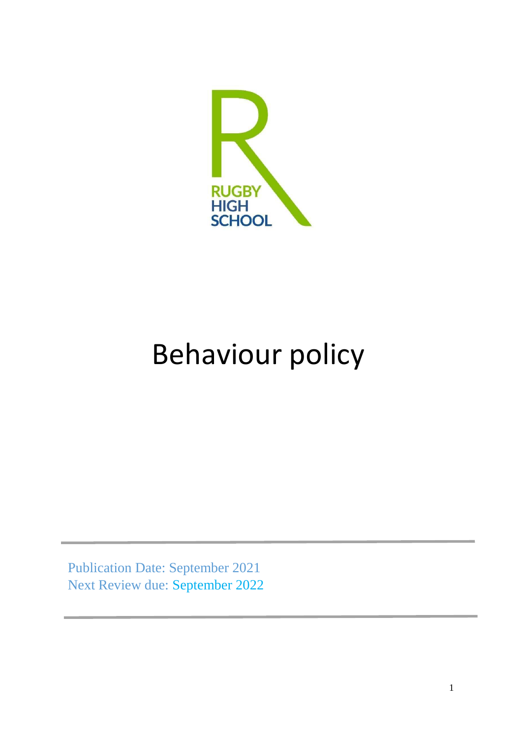RUGBY HIGH SCHOOL

# Behaviour policy

Publication Date: September 2021
Next Review due: September 2022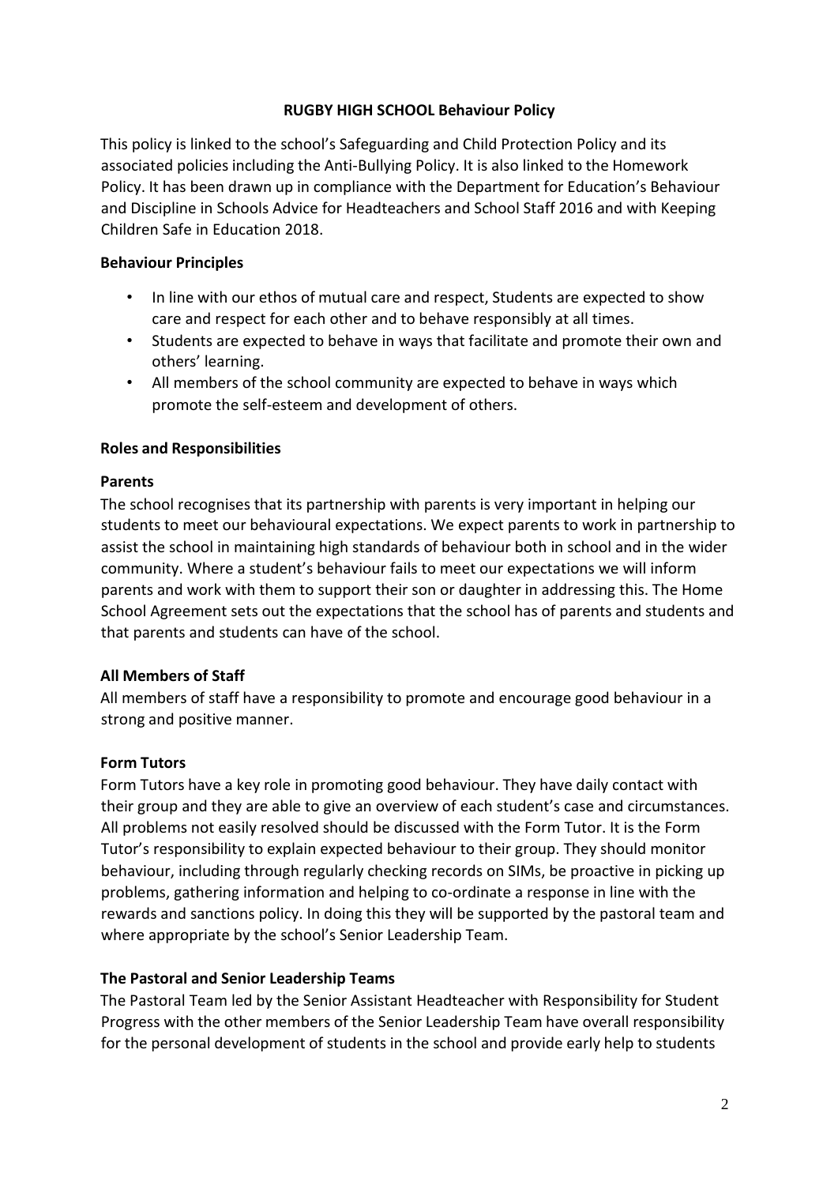# RUGBY HIGH SCHOOL Behaviour Policy

This policy is linked to the school's Safeguarding and Child Protection Policy and its associated policies including the Anti-Bullying Policy. It is also linked to the Homework Policy. It has been drawn up in compliance with the Department for Education's Behaviour and Discipline in Schools Advice for Headteachers and School Staff 2016 and with Keeping Children Safe in Education 2018.

## Behaviour Principles

- In line with our ethos of mutual care and respect, Students are expected to show care and respect for each other and to behave responsibly at all times.
- Students are expected to behave in ways that facilitate and promote their own and others' learning.
- All members of the school community are expected to behave in ways which promote the self-esteem and development of others.

## Roles and Responsibilities

### Parents

The school recognises that its partnership with parents is very important in helping our students to meet our behavioural expectations. We expect parents to work in partnership to assist the school in maintaining high standards of behaviour both in school and in the wider community. Where a student's behaviour fails to meet our expectations we will inform parents and work with them to support their son or daughter in addressing this. The Home School Agreement sets out the expectations that the school has of parents and students and that parents and students can have of the school.

### All Members of Staff

All members of staff have a responsibility to promote and encourage good behaviour in a strong and positive manner.

### Form Tutors

Form Tutors have a key role in promoting good behaviour. They have daily contact with their group and they are able to give an overview of each student's case and circumstances. All problems not easily resolved should be discussed with the Form Tutor. It is the Form Tutor's responsibility to explain expected behaviour to their group. They should monitor behaviour, including through regularly checking records on SIMs, be proactive in picking up problems, gathering information and helping to co-ordinate a response in line with the rewards and sanctions policy. In doing this they will be supported by the pastoral team and where appropriate by the school's Senior Leadership Team.

### The Pastoral and Senior Leadership Teams

The Pastoral Team led by the Senior Assistant Headteacher with Responsibility for Student Progress with the other members of the Senior Leadership Team have overall responsibility for the personal development of students in the school and provide early help to students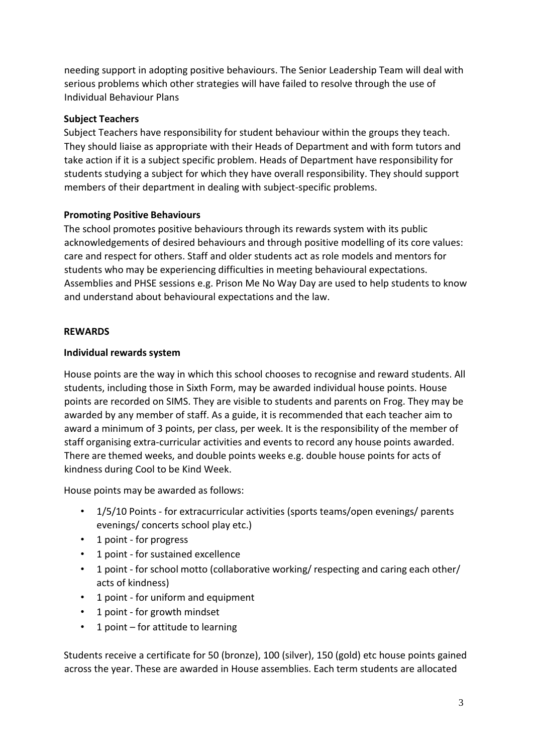needing support in adopting positive behaviours. The Senior Leadership Team will deal with serious problems which other strategies will have failed to resolve through the use of Individual Behaviour Plans

**Subject Teachers**

Subject Teachers have responsibility for student behaviour within the groups they teach. They should liaise as appropriate with their Heads of Department and with form tutors and take action if it is a subject specific problem. Heads of Department have responsibility for students studying a subject for which they have overall responsibility. They should support members of their department in dealing with subject-specific problems.

**Promoting Positive Behaviours**

The school promotes positive behaviours through its rewards system with its public acknowledgements of desired behaviours and through positive modelling of its core values: care and respect for others. Staff and older students act as role models and mentors for students who may be experiencing difficulties in meeting behavioural expectations. Assemblies and PHSE sessions e.g. Prison Me No Way Day are used to help students to know and understand about behavioural expectations and the law.

## REWARDS

**Individual rewards system**

House points are the way in which this school chooses to recognise and reward students. All students, including those in Sixth Form, may be awarded individual house points. House points are recorded on SIMS. They are visible to students and parents on Frog. They may be awarded by any member of staff. As a guide, it is recommended that each teacher aim to award a minimum of 3 points, per class, per week. It is the responsibility of the member of staff organising extra-curricular activities and events to record any house points awarded. There are themed weeks, and double points weeks e.g. double house points for acts of kindness during Cool to be Kind Week.

House points may be awarded as follows:

- 1/5/10 Points - for extracurricular activities (sports teams/open evenings/ parents evenings/ concerts school play etc.)
- 1 point - for progress
- 1 point - for sustained excellence
- 1 point - for school motto (collaborative working/ respecting and caring each other/ acts of kindness)
- 1 point - for uniform and equipment
- 1 point - for growth mindset
- 1 point – for attitude to learning

Students receive a certificate for 50 (bronze), 100 (silver), 150 (gold) etc house points gained across the year. These are awarded in House assemblies. Each term students are allocated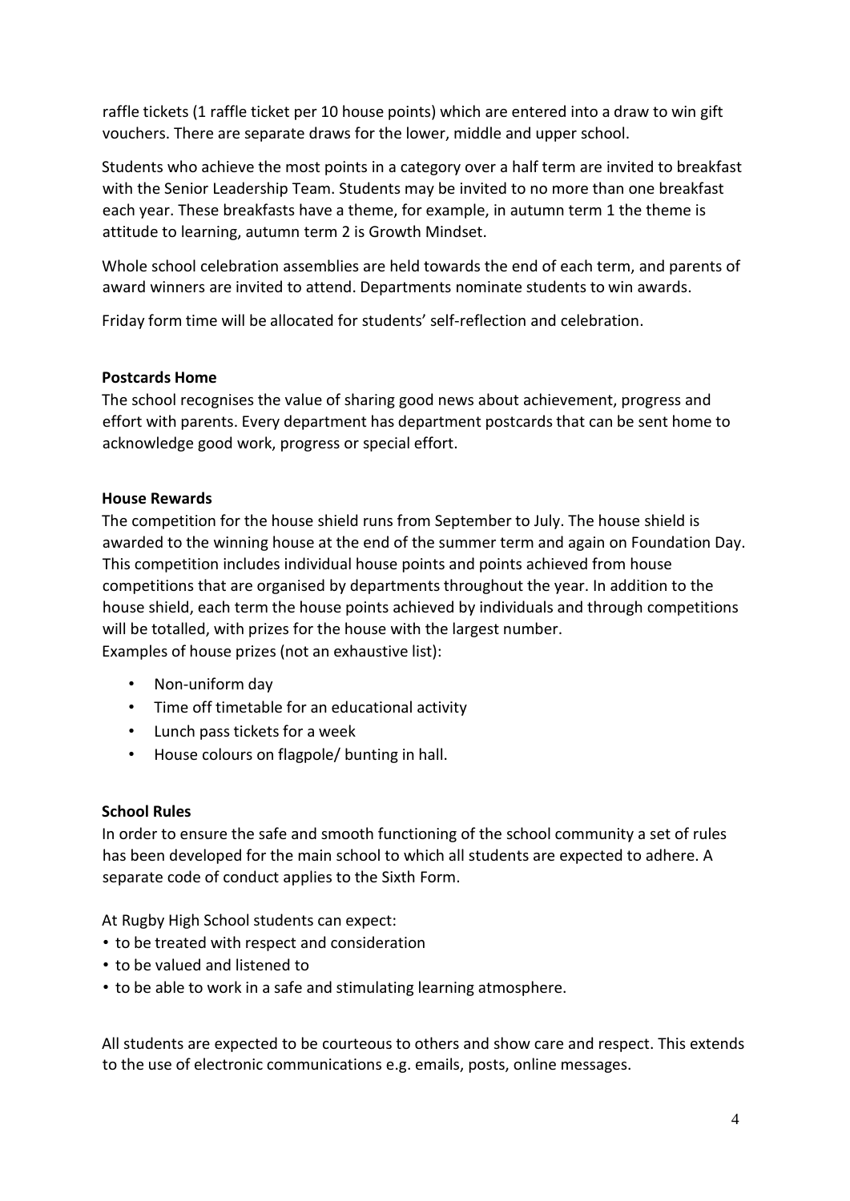raffle tickets (1 raffle ticket per 10 house points) which are entered into a draw to win gift vouchers. There are separate draws for the lower, middle and upper school.

Students who achieve the most points in a category over a half term are invited to breakfast with the Senior Leadership Team. Students may be invited to no more than one breakfast each year. These breakfasts have a theme, for example, in autumn term 1 the theme is attitude to learning, autumn term 2 is Growth Mindset.

Whole school celebration assemblies are held towards the end of each term, and parents of award winners are invited to attend. Departments nominate students to win awards.

Friday form time will be allocated for students' self-reflection and celebration.

**Postcards Home**

The school recognises the value of sharing good news about achievement, progress and effort with parents. Every department has department postcards that can be sent home to acknowledge good work, progress or special effort.

**House Rewards**

The competition for the house shield runs from September to July. The house shield is awarded to the winning house at the end of the summer term and again on Foundation Day. This competition includes individual house points and points achieved from house competitions that are organised by departments throughout the year. In addition to the house shield, each term the house points achieved by individuals and through competitions will be totalled, with prizes for the house with the largest number.
Examples of house prizes (not an exhaustive list):

- Non-uniform day
- Time off timetable for an educational activity
- Lunch pass tickets for a week
- House colours on flagpole/ bunting in hall.

**School Rules**

In order to ensure the safe and smooth functioning of the school community a set of rules has been developed for the main school to which all students are expected to adhere. A separate code of conduct applies to the Sixth Form.

At Rugby High School students can expect:

- to be treated with respect and consideration
- to be valued and listened to
- to be able to work in a safe and stimulating learning atmosphere.

All students are expected to be courteous to others and show care and respect. This extends to the use of electronic communications e.g. emails, posts, online messages.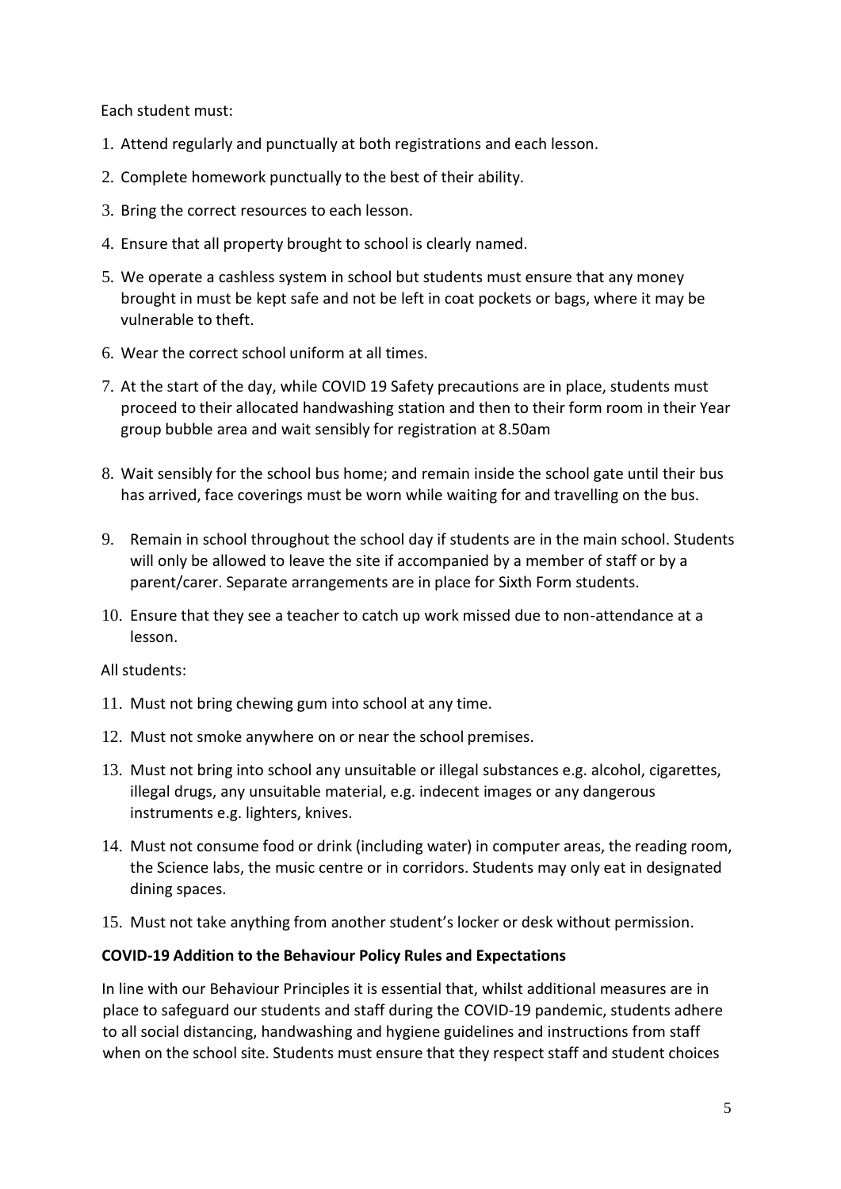Each student must:

1. Attend regularly and punctually at both registrations and each lesson.
2. Complete homework punctually to the best of their ability.
3. Bring the correct resources to each lesson.
4. Ensure that all property brought to school is clearly named.
5. We operate a cashless system in school but students must ensure that any money brought in must be kept safe and not be left in coat pockets or bags, where it may be vulnerable to theft.
6. Wear the correct school uniform at all times.
7. At the start of the day, while COVID 19 Safety precautions are in place, students must proceed to their allocated handwashing station and then to their form room in their Year group bubble area and wait sensibly for registration at 8.50am
8. Wait sensibly for the school bus home; and remain inside the school gate until their bus has arrived, face coverings must be worn while waiting for and travelling on the bus.
9. Remain in school throughout the school day if students are in the main school. Students will only be allowed to leave the site if accompanied by a member of staff or by a parent/carer. Separate arrangements are in place for Sixth Form students.
10. Ensure that they see a teacher to catch up work missed due to non-attendance at a lesson.

All students:

11. Must not bring chewing gum into school at any time.
12. Must not smoke anywhere on or near the school premises.
13. Must not bring into school any unsuitable or illegal substances e.g. alcohol, cigarettes, illegal drugs, any unsuitable material, e.g. indecent images or any dangerous instruments e.g. lighters, knives.
14. Must not consume food or drink (including water) in computer areas, the reading room, the Science labs, the music centre or in corridors. Students may only eat in designated dining spaces.
15. Must not take anything from another student's locker or desk without permission.

**COVID-19 Addition to the Behaviour Policy Rules and Expectations**

In line with our Behaviour Principles it is essential that, whilst additional measures are in place to safeguard our students and staff during the COVID-19 pandemic, students adhere to all social distancing, handwashing and hygiene guidelines and instructions from staff when on the school site. Students must ensure that they respect staff and student choices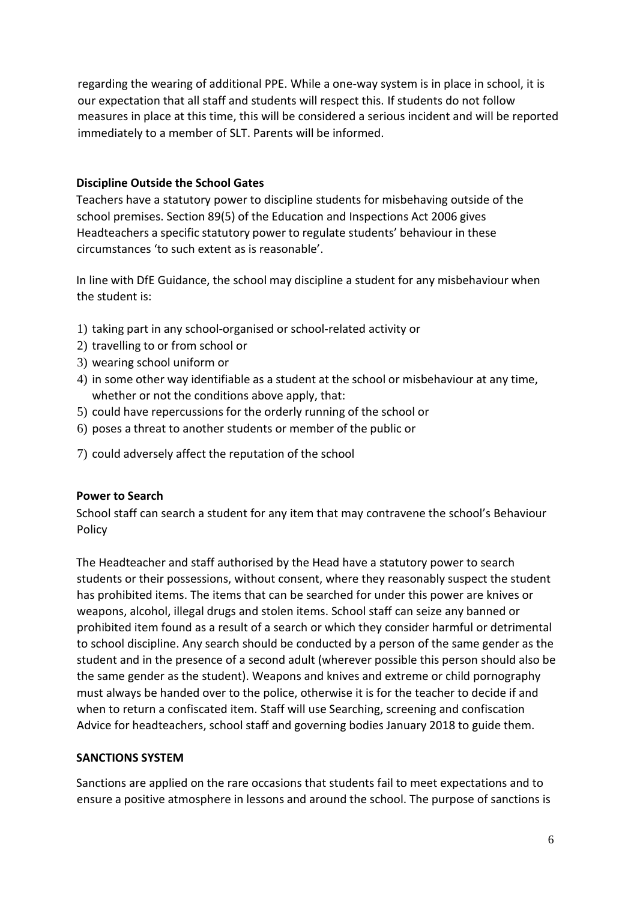regarding the wearing of additional PPE. While a one-way system is in place in school, it is our expectation that all staff and students will respect this. If students do not follow measures in place at this time, this will be considered a serious incident and will be reported immediately to a member of SLT. Parents will be informed.

**Discipline Outside the School Gates**

Teachers have a statutory power to discipline students for misbehaving outside of the school premises. Section 89(5) of the Education and Inspections Act 2006 gives Headteachers a specific statutory power to regulate students' behaviour in these circumstances 'to such extent as is reasonable'.

In line with DfE Guidance, the school may discipline a student for any misbehaviour when the student is:

1) taking part in any school-organised or school-related activity or
2) travelling to or from school or
3) wearing school uniform or
4) in some other way identifiable as a student at the school or misbehaviour at any time, whether or not the conditions above apply, that:
5) could have repercussions for the orderly running of the school or
6) poses a threat to another students or member of the public or
7) could adversely affect the reputation of the school

**Power to Search**

School staff can search a student for any item that may contravene the school's Behaviour Policy

The Headteacher and staff authorised by the Head have a statutory power to search students or their possessions, without consent, where they reasonably suspect the student has prohibited items. The items that can be searched for under this power are knives or weapons, alcohol, illegal drugs and stolen items. School staff can seize any banned or prohibited item found as a result of a search or which they consider harmful or detrimental to school discipline. Any search should be conducted by a person of the same gender as the student and in the presence of a second adult (wherever possible this person should also be the same gender as the student). Weapons and knives and extreme or child pornography must always be handed over to the police, otherwise it is for the teacher to decide if and when to return a confiscated item. Staff will use Searching, screening and confiscation Advice for headteachers, school staff and governing bodies January 2018 to guide them.

**SANCTIONS SYSTEM**

Sanctions are applied on the rare occasions that students fail to meet expectations and to ensure a positive atmosphere in lessons and around the school. The purpose of sanctions is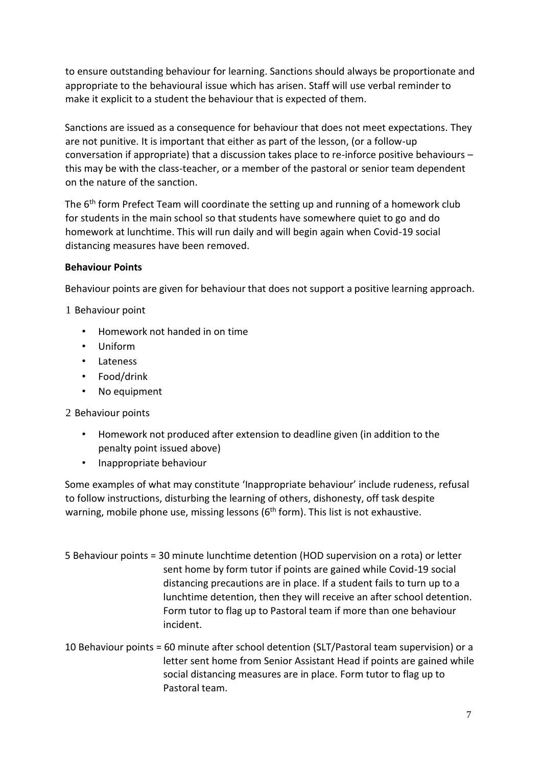to ensure outstanding behaviour for learning. Sanctions should always be proportionate and appropriate to the behavioural issue which has arisen. Staff will use verbal reminder to make it explicit to a student the behaviour that is expected of them.

Sanctions are issued as a consequence for behaviour that does not meet expectations. They are not punitive. It is important that either as part of the lesson, (or a follow-up conversation if appropriate) that a discussion takes place to re-inforce positive behaviours – this may be with the class-teacher, or a member of the pastoral or senior team dependent on the nature of the sanction.

The 6th form Prefect Team will coordinate the setting up and running of a homework club for students in the main school so that students have somewhere quiet to go and do homework at lunchtime. This will run daily and will begin again when Covid-19 social distancing measures have been removed.

**Behaviour Points**

Behaviour points are given for behaviour that does not support a positive learning approach.

1 Behaviour point

- Homework not handed in on time
- Uniform
- Lateness
- Food/drink
- No equipment

2 Behaviour points

- Homework not produced after extension to deadline given (in addition to the penalty point issued above)
- Inappropriate behaviour

Some examples of what may constitute 'Inappropriate behaviour' include rudeness, refusal to follow instructions, disturbing the learning of others, dishonesty, off task despite warning, mobile phone use, missing lessons (6th form). This list is not exhaustive.

5 Behaviour points = 30 minute lunchtime detention (HOD supervision on a rota) or letter sent home by form tutor if points are gained while Covid-19 social distancing precautions are in place. If a student fails to turn up to a lunchtime detention, then they will receive an after school detention. Form tutor to flag up to Pastoral team if more than one behaviour incident.

10 Behaviour points = 60 minute after school detention (SLT/Pastoral team supervision) or a letter sent home from Senior Assistant Head if points are gained while social distancing measures are in place. Form tutor to flag up to Pastoral team.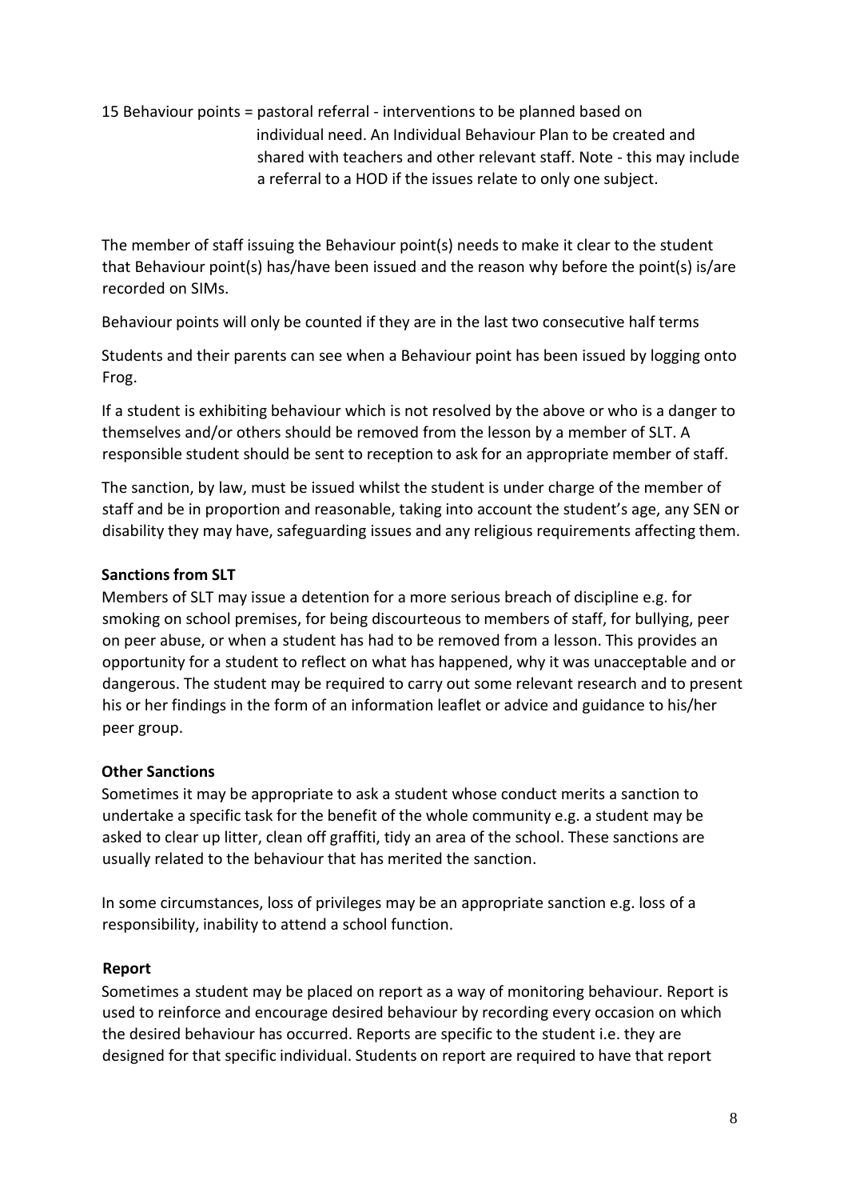15 Behaviour points = pastoral referral - interventions to be planned based on individual need. An Individual Behaviour Plan to be created and shared with teachers and other relevant staff. Note - this may include a referral to a HOD if the issues relate to only one subject.

The member of staff issuing the Behaviour point(s) needs to make it clear to the student that Behaviour point(s) has/have been issued and the reason why before the point(s) is/are recorded on SIMs.

Behaviour points will only be counted if they are in the last two consecutive half terms

Students and their parents can see when a Behaviour point has been issued by logging onto Frog.

If a student is exhibiting behaviour which is not resolved by the above or who is a danger to themselves and/or others should be removed from the lesson by a member of SLT. A responsible student should be sent to reception to ask for an appropriate member of staff.

The sanction, by law, must be issued whilst the student is under charge of the member of staff and be in proportion and reasonable, taking into account the student's age, any SEN or disability they may have, safeguarding issues and any religious requirements affecting them.

**Sanctions from SLT**

Members of SLT may issue a detention for a more serious breach of discipline e.g. for smoking on school premises, for being discourteous to members of staff, for bullying, peer on peer abuse, or when a student has had to be removed from a lesson. This provides an opportunity for a student to reflect on what has happened, why it was unacceptable and or dangerous. The student may be required to carry out some relevant research and to present his or her findings in the form of an information leaflet or advice and guidance to his/her peer group.

**Other Sanctions**

Sometimes it may be appropriate to ask a student whose conduct merits a sanction to undertake a specific task for the benefit of the whole community e.g. a student may be asked to clear up litter, clean off graffiti, tidy an area of the school. These sanctions are usually related to the behaviour that has merited the sanction.

In some circumstances, loss of privileges may be an appropriate sanction e.g. loss of a responsibility, inability to attend a school function.

**Report**

Sometimes a student may be placed on report as a way of monitoring behaviour. Report is used to reinforce and encourage desired behaviour by recording every occasion on which the desired behaviour has occurred. Reports are specific to the student i.e. they are designed for that specific individual. Students on report are required to have that report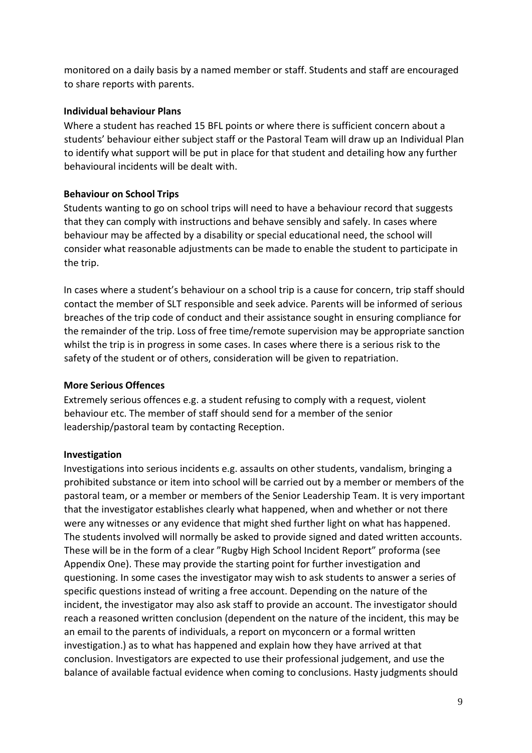monitored on a daily basis by a named member or staff. Students and staff are encouraged to share reports with parents.

**Individual behaviour Plans**

Where a student has reached 15 BFL points or where there is sufficient concern about a students' behaviour either subject staff or the Pastoral Team will draw up an Individual Plan to identify what support will be put in place for that student and detailing how any further behavioural incidents will be dealt with.

**Behaviour on School Trips**

Students wanting to go on school trips will need to have a behaviour record that suggests that they can comply with instructions and behave sensibly and safely. In cases where behaviour may be affected by a disability or special educational need, the school will consider what reasonable adjustments can be made to enable the student to participate in the trip.

In cases where a student's behaviour on a school trip is a cause for concern, trip staff should contact the member of SLT responsible and seek advice. Parents will be informed of serious breaches of the trip code of conduct and their assistance sought in ensuring compliance for the remainder of the trip. Loss of free time/remote supervision may be appropriate sanction whilst the trip is in progress in some cases. In cases where there is a serious risk to the safety of the student or of others, consideration will be given to repatriation.

**More Serious Offences**

Extremely serious offences e.g. a student refusing to comply with a request, violent behaviour etc. The member of staff should send for a member of the senior leadership/pastoral team by contacting Reception.

**Investigation**

Investigations into serious incidents e.g. assaults on other students, vandalism, bringing a prohibited substance or item into school will be carried out by a member or members of the pastoral team, or a member or members of the Senior Leadership Team. It is very important that the investigator establishes clearly what happened, when and whether or not there were any witnesses or any evidence that might shed further light on what has happened. The students involved will normally be asked to provide signed and dated written accounts. These will be in the form of a clear "Rugby High School Incident Report" proforma (see Appendix One). These may provide the starting point for further investigation and questioning. In some cases the investigator may wish to ask students to answer a series of specific questions instead of writing a free account. Depending on the nature of the incident, the investigator may also ask staff to provide an account. The investigator should reach a reasoned written conclusion (dependent on the nature of the incident, this may be an email to the parents of individuals, a report on myconcern or a formal written investigation.) as to what has happened and explain how they have arrived at that conclusion. Investigators are expected to use their professional judgement, and use the balance of available factual evidence when coming to conclusions. Hasty judgments should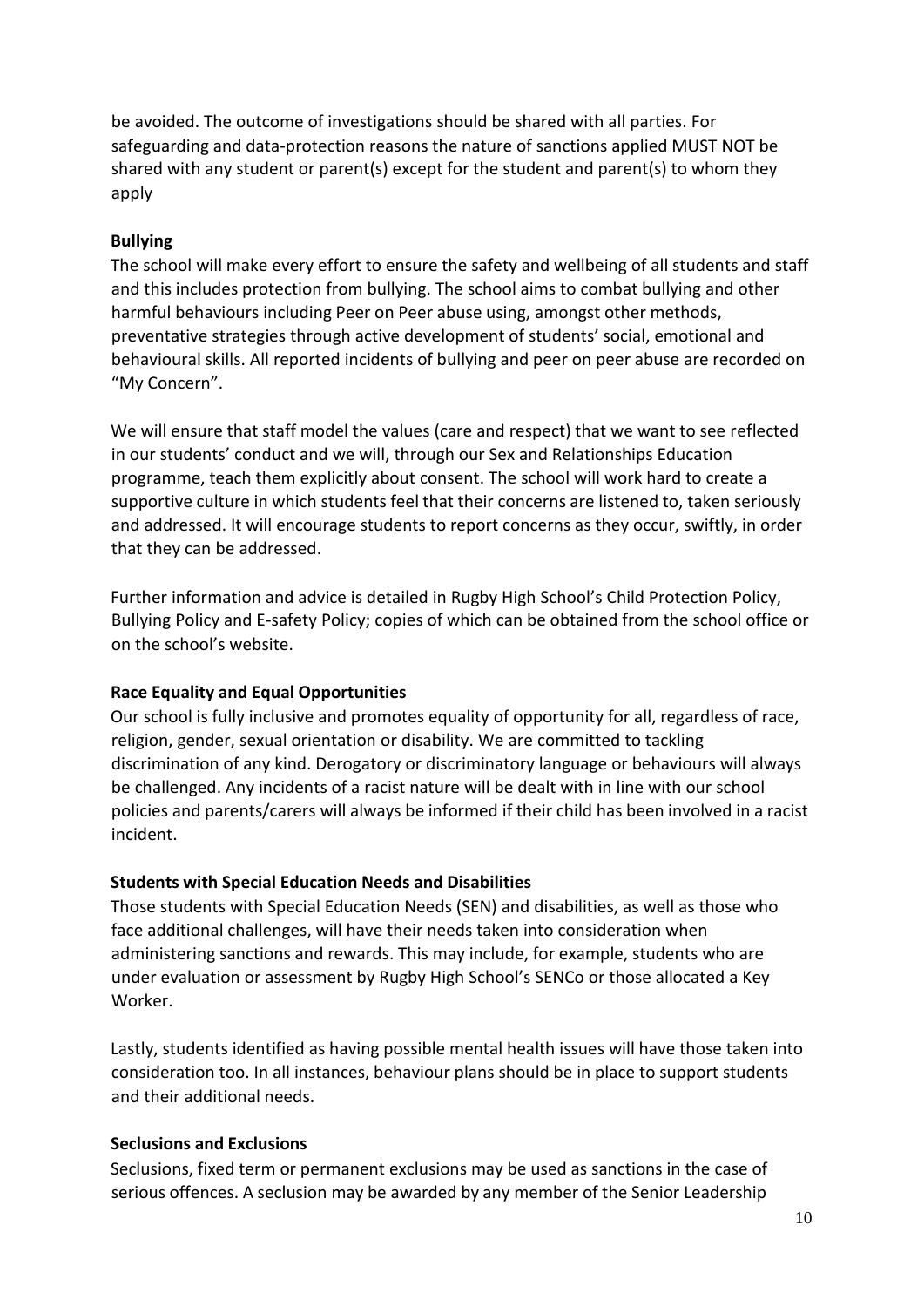be avoided. The outcome of investigations should be shared with all parties. For safeguarding and data-protection reasons the nature of sanctions applied MUST NOT be shared with any student or parent(s) except for the student and parent(s) to whom they apply

**Bullying**

The school will make every effort to ensure the safety and wellbeing of all students and staff and this includes protection from bullying. The school aims to combat bullying and other harmful behaviours including Peer on Peer abuse using, amongst other methods, preventative strategies through active development of students' social, emotional and behavioural skills. All reported incidents of bullying and peer on peer abuse are recorded on "My Concern".

We will ensure that staff model the values (care and respect) that we want to see reflected in our students' conduct and we will, through our Sex and Relationships Education programme, teach them explicitly about consent. The school will work hard to create a supportive culture in which students feel that their concerns are listened to, taken seriously and addressed. It will encourage students to report concerns as they occur, swiftly, in order that they can be addressed.

Further information and advice is detailed in Rugby High School's Child Protection Policy, Bullying Policy and E-safety Policy; copies of which can be obtained from the school office or on the school's website.

**Race Equality and Equal Opportunities**

Our school is fully inclusive and promotes equality of opportunity for all, regardless of race, religion, gender, sexual orientation or disability. We are committed to tackling discrimination of any kind. Derogatory or discriminatory language or behaviours will always be challenged. Any incidents of a racist nature will be dealt with in line with our school policies and parents/carers will always be informed if their child has been involved in a racist incident.

**Students with Special Education Needs and Disabilities**

Those students with Special Education Needs (SEN) and disabilities, as well as those who face additional challenges, will have their needs taken into consideration when administering sanctions and rewards. This may include, for example, students who are under evaluation or assessment by Rugby High School's SENCo or those allocated a Key Worker.

Lastly, students identified as having possible mental health issues will have those taken into consideration too. In all instances, behaviour plans should be in place to support students and their additional needs.

**Seclusions and Exclusions**

Seclusions, fixed term or permanent exclusions may be used as sanctions in the case of serious offences. A seclusion may be awarded by any member of the Senior Leadership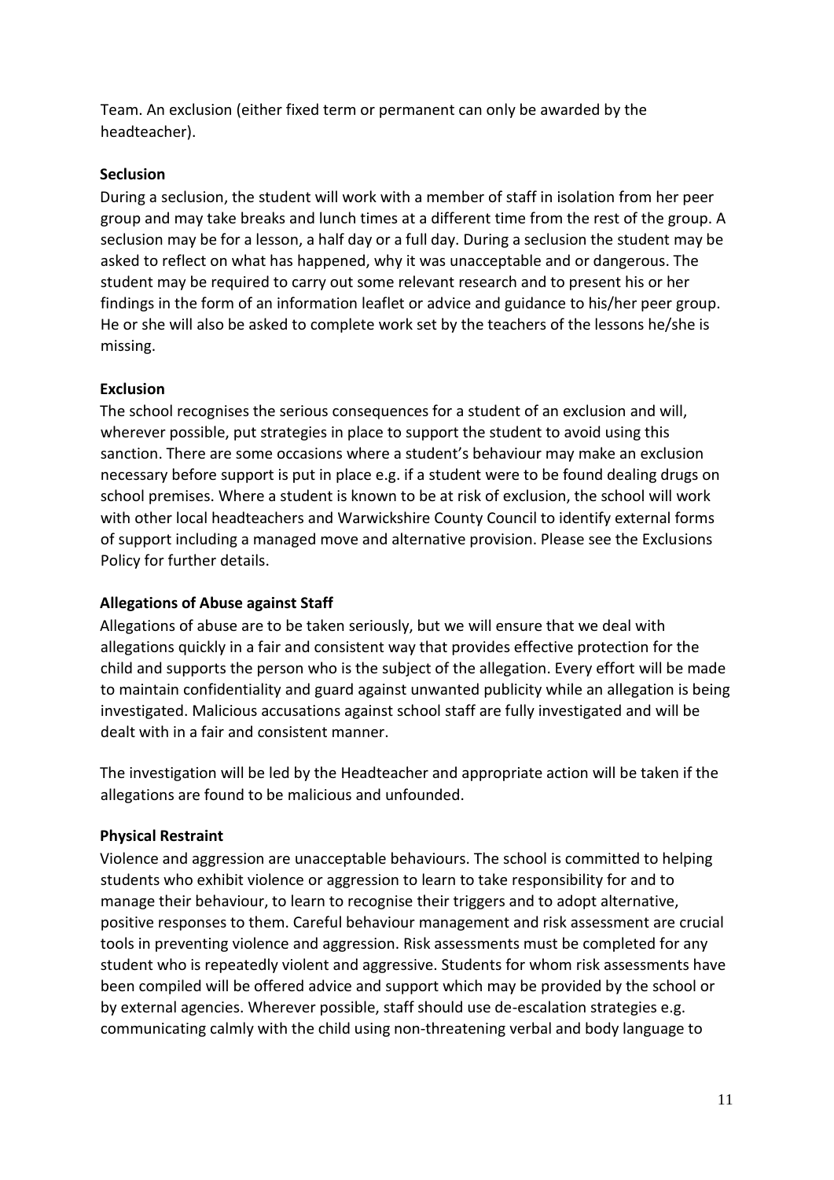Team. An exclusion (either fixed term or permanent can only be awarded by the headteacher).

**Seclusion**

During a seclusion, the student will work with a member of staff in isolation from her peer group and may take breaks and lunch times at a different time from the rest of the group. A seclusion may be for a lesson, a half day or a full day. During a seclusion the student may be asked to reflect on what has happened, why it was unacceptable and or dangerous. The student may be required to carry out some relevant research and to present his or her findings in the form of an information leaflet or advice and guidance to his/her peer group. He or she will also be asked to complete work set by the teachers of the lessons he/she is missing.

**Exclusion**

The school recognises the serious consequences for a student of an exclusion and will, wherever possible, put strategies in place to support the student to avoid using this sanction. There are some occasions where a student's behaviour may make an exclusion necessary before support is put in place e.g. if a student were to be found dealing drugs on school premises. Where a student is known to be at risk of exclusion, the school will work with other local headteachers and Warwickshire County Council to identify external forms of support including a managed move and alternative provision. Please see the Exclusions Policy for further details.

**Allegations of Abuse against Staff**

Allegations of abuse are to be taken seriously, but we will ensure that we deal with allegations quickly in a fair and consistent way that provides effective protection for the child and supports the person who is the subject of the allegation. Every effort will be made to maintain confidentiality and guard against unwanted publicity while an allegation is being investigated. Malicious accusations against school staff are fully investigated and will be dealt with in a fair and consistent manner.

The investigation will be led by the Headteacher and appropriate action will be taken if the allegations are found to be malicious and unfounded.

**Physical Restraint**

Violence and aggression are unacceptable behaviours. The school is committed to helping students who exhibit violence or aggression to learn to take responsibility for and to manage their behaviour, to learn to recognise their triggers and to adopt alternative, positive responses to them. Careful behaviour management and risk assessment are crucial tools in preventing violence and aggression. Risk assessments must be completed for any student who is repeatedly violent and aggressive. Students for whom risk assessments have been compiled will be offered advice and support which may be provided by the school or by external agencies. Wherever possible, staff should use de-escalation strategies e.g. communicating calmly with the child using non-threatening verbal and body language to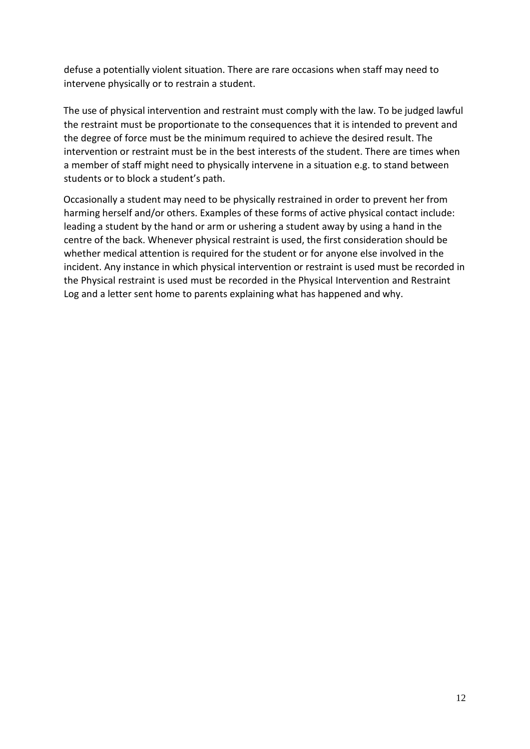defuse a potentially violent situation. There are rare occasions when staff may need to intervene physically or to restrain a student.

The use of physical intervention and restraint must comply with the law. To be judged lawful the restraint must be proportionate to the consequences that it is intended to prevent and the degree of force must be the minimum required to achieve the desired result. The intervention or restraint must be in the best interests of the student. There are times when a member of staff might need to physically intervene in a situation e.g. to stand between students or to block a student's path.

Occasionally a student may need to be physically restrained in order to prevent her from harming herself and/or others. Examples of these forms of active physical contact include: leading a student by the hand or arm or ushering a student away by using a hand in the centre of the back. Whenever physical restraint is used, the first consideration should be whether medical attention is required for the student or for anyone else involved in the incident. Any instance in which physical intervention or restraint is used must be recorded in the Physical restraint is used must be recorded in the Physical Intervention and Restraint Log and a letter sent home to parents explaining what has happened and why.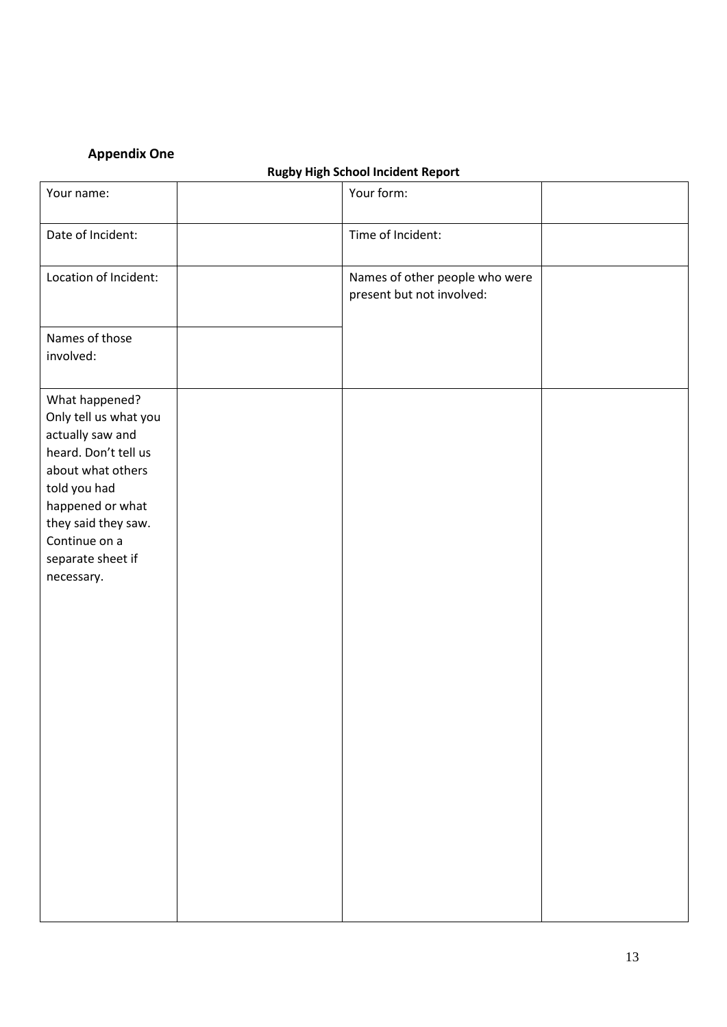**Appendix One**

**Rugby High School Incident Report**

| Your name: | | Your form: | |
|---|---|---|---|
| Date of Incident: | | Time of Incident: | |
| Location of Incident: | | Names of other people who were present but not involved: | |
| Names of those involved: | | | |
| What happened? Only tell us what you actually saw and heard. Don't tell us about what others told you had happened or what they said they saw. Continue on a separate sheet if necessary. | | | |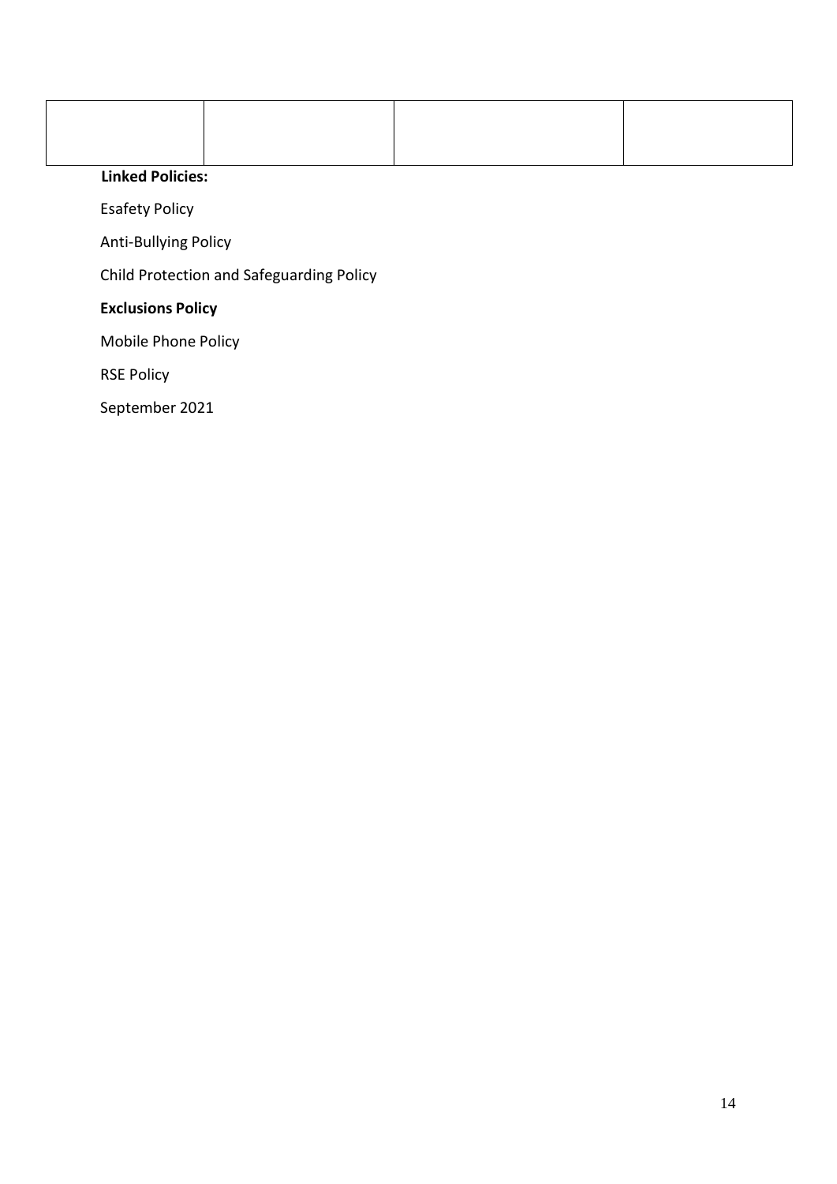| | | | |
|---|---|---|---|
| | | | |

**Linked Policies:**

Esafety Policy

Anti-Bullying Policy

Child Protection and Safeguarding Policy

**Exclusions Policy**

Mobile Phone Policy

RSE Policy

September 2021